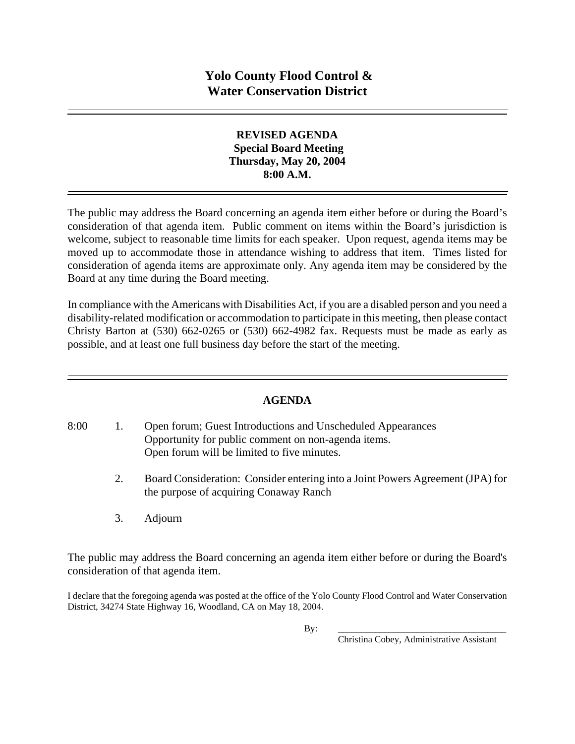# Yolo County Flood Control & Water Conservation District

## REVISED AGENDA
**Special Board Meeting**
**Thursday, May 20, 2004**
**8:00 A.M.**

The public may address the Board concerning an agenda item either before or during the Board's consideration of that agenda item. Public comment on items within the Board's jurisdiction is welcome, subject to reasonable time limits for each speaker. Upon request, agenda items may be moved up to accommodate those in attendance wishing to address that item. Times listed for consideration of agenda items are approximate only. Any agenda item may be considered by the Board at any time during the Board meeting.

In compliance with the Americans with Disabilities Act, if you are a disabled person and you need a disability-related modification or accommodation to participate in this meeting, then please contact Christy Barton at (530) 662-0265 or (530) 662-4982 fax. Requests must be made as early as possible, and at least one full business day before the start of the meeting.

## AGENDA

8:00 1. Open forum; Guest Introductions and Unscheduled Appearances
Opportunity for public comment on non-agenda items.
Open forum will be limited to five minutes.

2. Board Consideration: Consider entering into a Joint Powers Agreement (JPA) for the purpose of acquiring Conaway Ranch

3. Adjourn

The public may address the Board concerning an agenda item either before or during the Board's consideration of that agenda item.

I declare that the foregoing agenda was posted at the office of the Yolo County Flood Control and Water Conservation District, 34274 State Highway 16, Woodland, CA on May 18, 2004.

By: ___________________________________
Christina Cobey, Administrative Assistant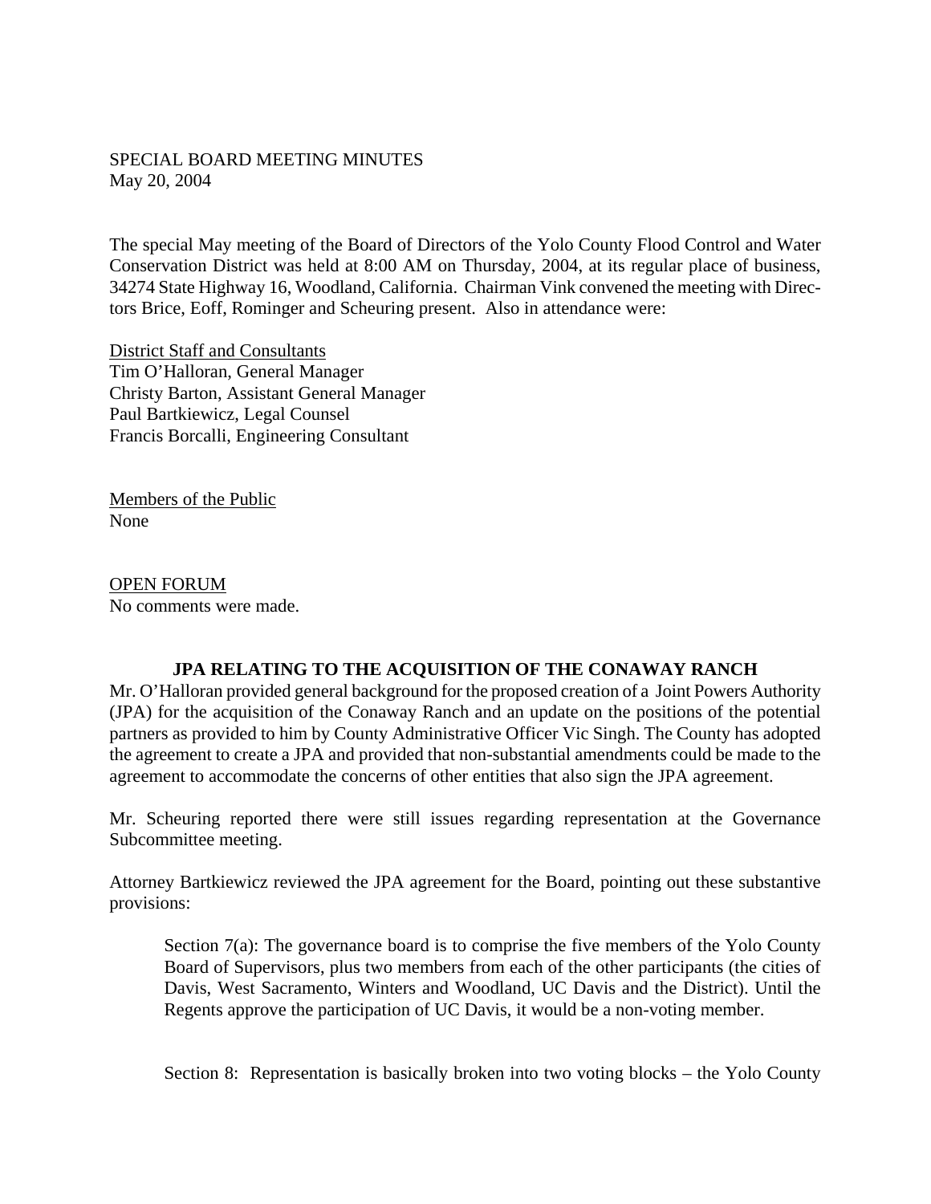SPECIAL BOARD MEETING MINUTES
May 20, 2004

The special May meeting of the Board of Directors of the Yolo County Flood Control and Water Conservation District was held at 8:00 AM on Thursday, 2004, at its regular place of business, 34274 State Highway 16, Woodland, California. Chairman Vink convened the meeting with Directors Brice, Eoff, Rominger and Scheuring present. Also in attendance were:

District Staff and Consultants
Tim O'Halloran, General Manager
Christy Barton, Assistant General Manager
Paul Bartkiewicz, Legal Counsel
Francis Borcalli, Engineering Consultant

Members of the Public
None

OPEN FORUM
No comments were made.

**JPA RELATING TO THE ACQUISITION OF THE CONAWAY RANCH**

Mr. O'Halloran provided general background for the proposed creation of a Joint Powers Authority (JPA) for the acquisition of the Conaway Ranch and an update on the positions of the potential partners as provided to him by County Administrative Officer Vic Singh. The County has adopted the agreement to create a JPA and provided that non-substantial amendments could be made to the agreement to accommodate the concerns of other entities that also sign the JPA agreement.

Mr. Scheuring reported there were still issues regarding representation at the Governance Subcommittee meeting.

Attorney Bartkiewicz reviewed the JPA agreement for the Board, pointing out these substantive provisions:

> Section 7(a): The governance board is to comprise the five members of the Yolo County Board of Supervisors, plus two members from each of the other participants (the cities of Davis, West Sacramento, Winters and Woodland, UC Davis and the District). Until the Regents approve the participation of UC Davis, it would be a non-voting member.
>
> Section 8: Representation is basically broken into two voting blocks – the Yolo County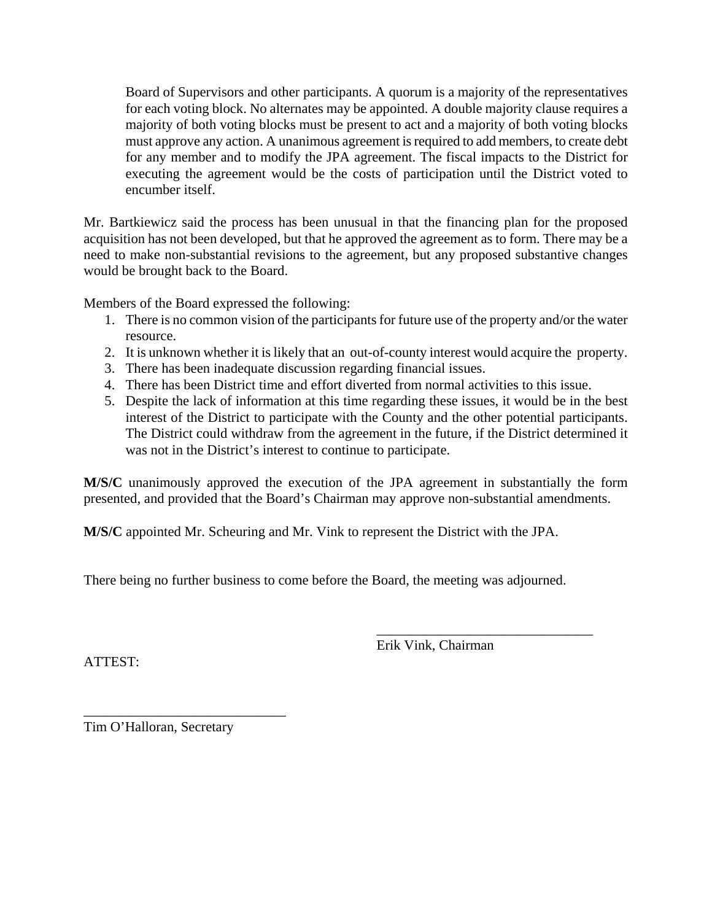Board of Supervisors and other participants. A quorum is a majority of the representatives for each voting block. No alternates may be appointed. A double majority clause requires a majority of both voting blocks must be present to act and a majority of both voting blocks must approve any action. A unanimous agreement is required to add members, to create debt for any member and to modify the JPA agreement. The fiscal impacts to the District for executing the agreement would be the costs of participation until the District voted to encumber itself.

Mr. Bartkiewicz said the process has been unusual in that the financing plan for the proposed acquisition has not been developed, but that he approved the agreement as to form. There may be a need to make non-substantial revisions to the agreement, but any proposed substantive changes would be brought back to the Board.

Members of the Board expressed the following:

1. There is no common vision of the participants for future use of the property and/or the water resource.
2. It is unknown whether it is likely that an out-of-county interest would acquire the property.
3. There has been inadequate discussion regarding financial issues.
4. There has been District time and effort diverted from normal activities to this issue.
5. Despite the lack of information at this time regarding these issues, it would be in the best interest of the District to participate with the County and the other potential participants. The District could withdraw from the agreement in the future, if the District determined it was not in the District's interest to continue to participate.

**M/S/C** unanimously approved the execution of the JPA agreement in substantially the form presented, and provided that the Board's Chairman may approve non-substantial amendments.

**M/S/C** appointed Mr. Scheuring and Mr. Vink to represent the District with the JPA.

There being no further business to come before the Board, the meeting was adjourned.

\_\_\_\_\_\_\_\_\_\_\_\_\_\_\_\_\_\_\_\_\_\_\_\_\_\_\_\_\_\_\_
Erik Vink, Chairman

ATTEST:

\_\_\_\_\_\_\_\_\_\_\_\_\_\_\_\_\_\_\_\_\_\_\_\_\_\_\_\_\_\_\_
Tim O'Halloran, Secretary